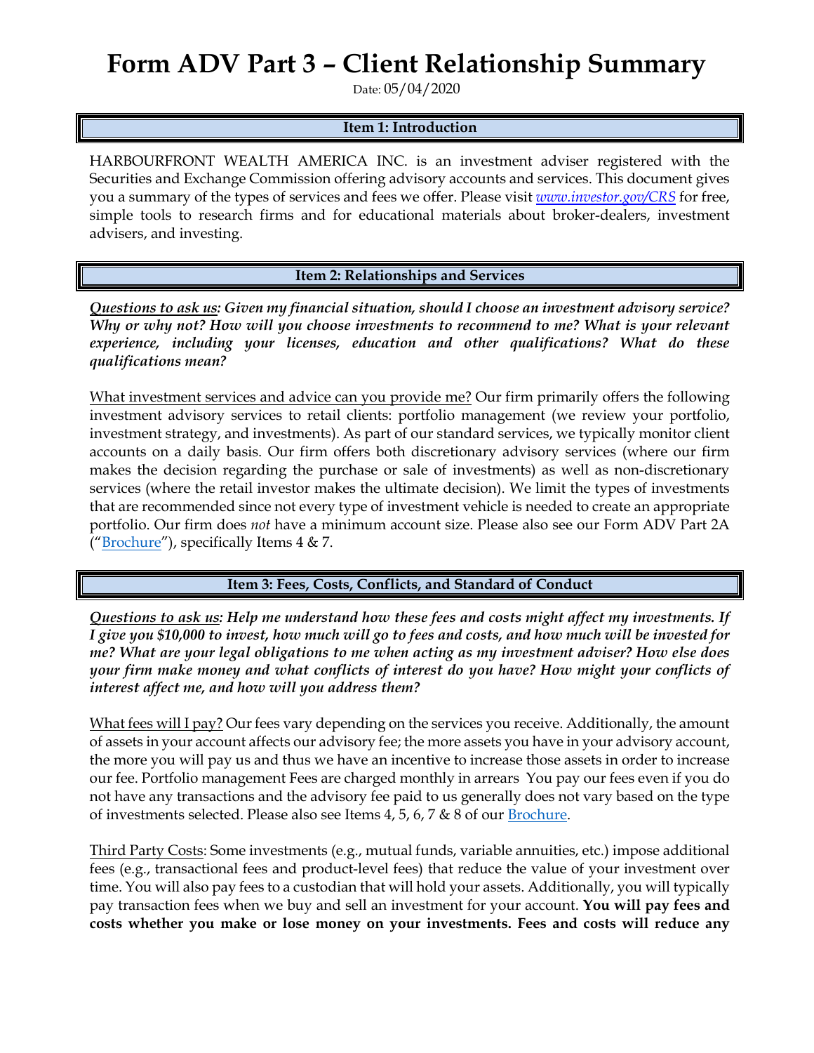# Form ADV Part 3 – Client Relationship Summary

Date: 05/04/2020

## Item 1: Introduction

HARBOURFRONT WEALTH AMERICA INC. is an investment adviser registered with the Securities and Exchange Commission offering advisory accounts and services. This document gives you a summary of the types of services and fees we offer. Please visit *www.investor.gov/CRS* for free, simple tools to research firms and for educational materials about broker-dealers, investment advisers, and investing.

## Item 2: Relationships and Services

***Questions to ask us*: Given my financial situation, should I choose an investment advisory service? Why or why not? How will you choose investments to recommend to me? What is your relevant experience, including your licenses, education and other qualifications? What do these qualifications mean?**

What investment services and advice can you provide me? Our firm primarily offers the following investment advisory services to retail clients: portfolio management (we review your portfolio, investment strategy, and investments). As part of our standard services, we typically monitor client accounts on a daily basis. Our firm offers both discretionary advisory services (where our firm makes the decision regarding the purchase or sale of investments) as well as non-discretionary services (where the retail investor makes the ultimate decision). We limit the types of investments that are recommended since not every type of investment vehicle is needed to create an appropriate portfolio. Our firm does *not* have a minimum account size. Please also see our Form ADV Part 2A ("Brochure"), specifically Items 4 & 7.

## Item 3: Fees, Costs, Conflicts, and Standard of Conduct

***Questions to ask us*: Help me understand how these fees and costs might affect my investments. If I give you $10,000 to invest, how much will go to fees and costs, and how much will be invested for me? What are your legal obligations to me when acting as my investment adviser? How else does your firm make money and what conflicts of interest do you have? How might your conflicts of interest affect me, and how will you address them?**

What fees will I pay? Our fees vary depending on the services you receive. Additionally, the amount of assets in your account affects our advisory fee; the more assets you have in your advisory account, the more you will pay us and thus we have an incentive to increase those assets in order to increase our fee. Portfolio management Fees are charged monthly in arrears You pay our fees even if you do not have any transactions and the advisory fee paid to us generally does not vary based on the type of investments selected. Please also see Items 4, 5, 6, 7 & 8 of our Brochure.

Third Party Costs: Some investments (e.g., mutual funds, variable annuities, etc.) impose additional fees (e.g., transactional fees and product-level fees) that reduce the value of your investment over time. You will also pay fees to a custodian that will hold your assets. Additionally, you will typically pay transaction fees when we buy and sell an investment for your account. **You will pay fees and costs whether you make or lose money on your investments. Fees and costs will reduce any**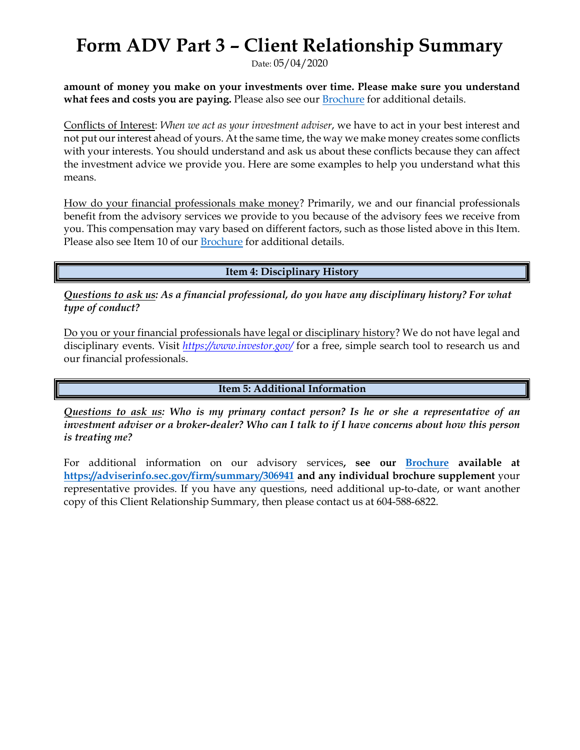**amount of money you make on your investments over time. Please make sure you understand what fees and costs you are paying.** Please also see our Brochure for additional details.

Conflicts of Interest: *When we act as your investment adviser*, we have to act in your best interest and not put our interest ahead of yours. At the same time, the way we make money creates some conflicts with your interests. You should understand and ask us about these conflicts because they can affect the investment advice we provide you. Here are some examples to help you understand what this means.

How do your financial professionals make money? Primarily, we and our financial professionals benefit from the advisory services we provide to you because of the advisory fees we receive from you. This compensation may vary based on different factors, such as those listed above in this Item. Please also see Item 10 of our Brochure for additional details.

## Item 4: Disciplinary History

***Questions to ask us: As a financial professional, do you have any disciplinary history? For what type of conduct?***

Do you or your financial professionals have legal or disciplinary history? We do not have legal and disciplinary events. Visit *https://www.investor.gov/* for a free, simple search tool to research us and our financial professionals.

## Item 5: Additional Information

***Questions to ask us: Who is my primary contact person? Is he or she a representative of an investment adviser or a broker-dealer? Who can I talk to if I have concerns about how this person is treating me?***

For additional information on our advisory services**, see our Brochure available at https://adviserinfo.sec.gov/firm/summary/306941 and any individual brochure supplement** your representative provides. If you have any questions, need additional up-to-date, or want another copy of this Client Relationship Summary, then please contact us at 604-588-6822.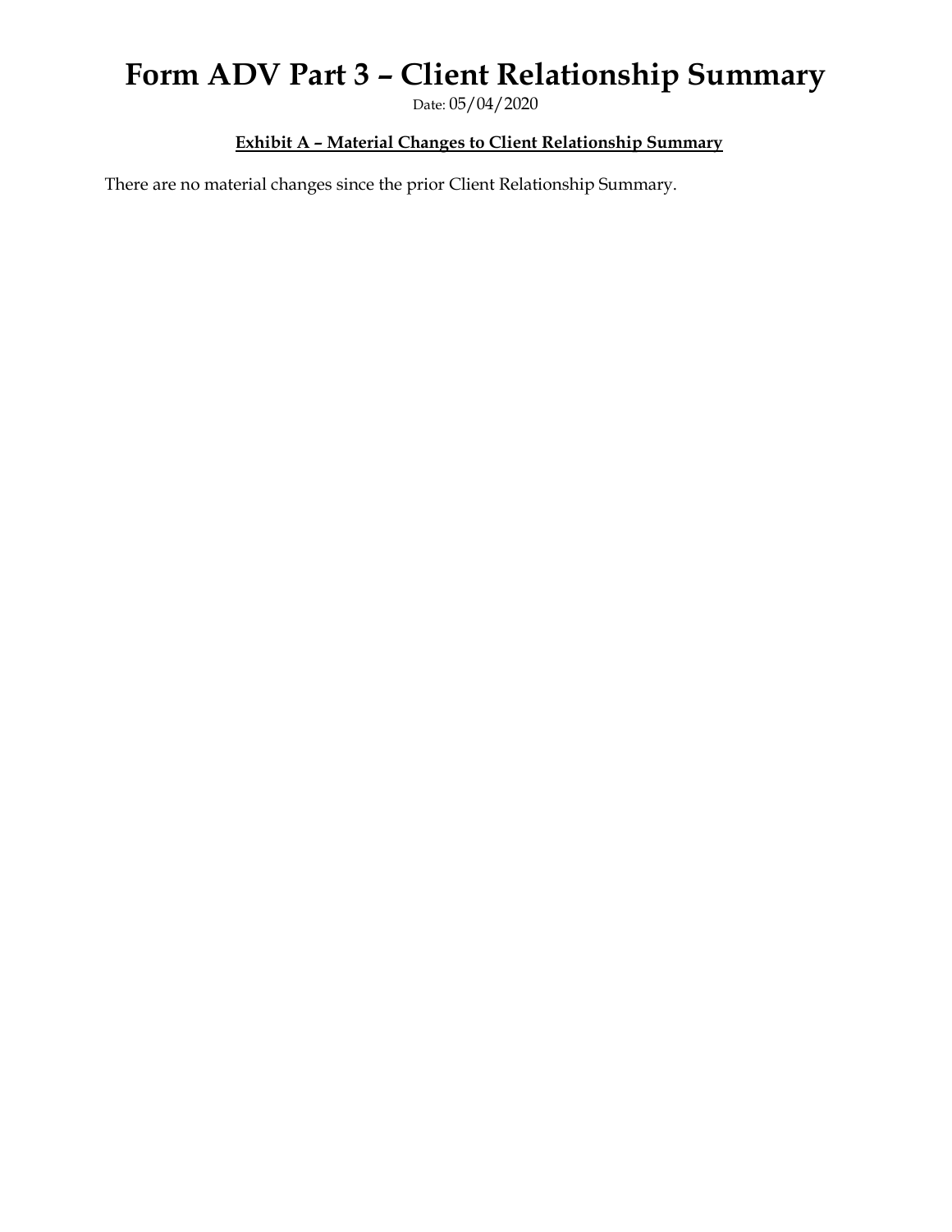# Form ADV Part 3 – Client Relationship Summary

Date: 05/04/2020

**Exhibit A – Material Changes to Client Relationship Summary**

There are no material changes since the prior Client Relationship Summary.